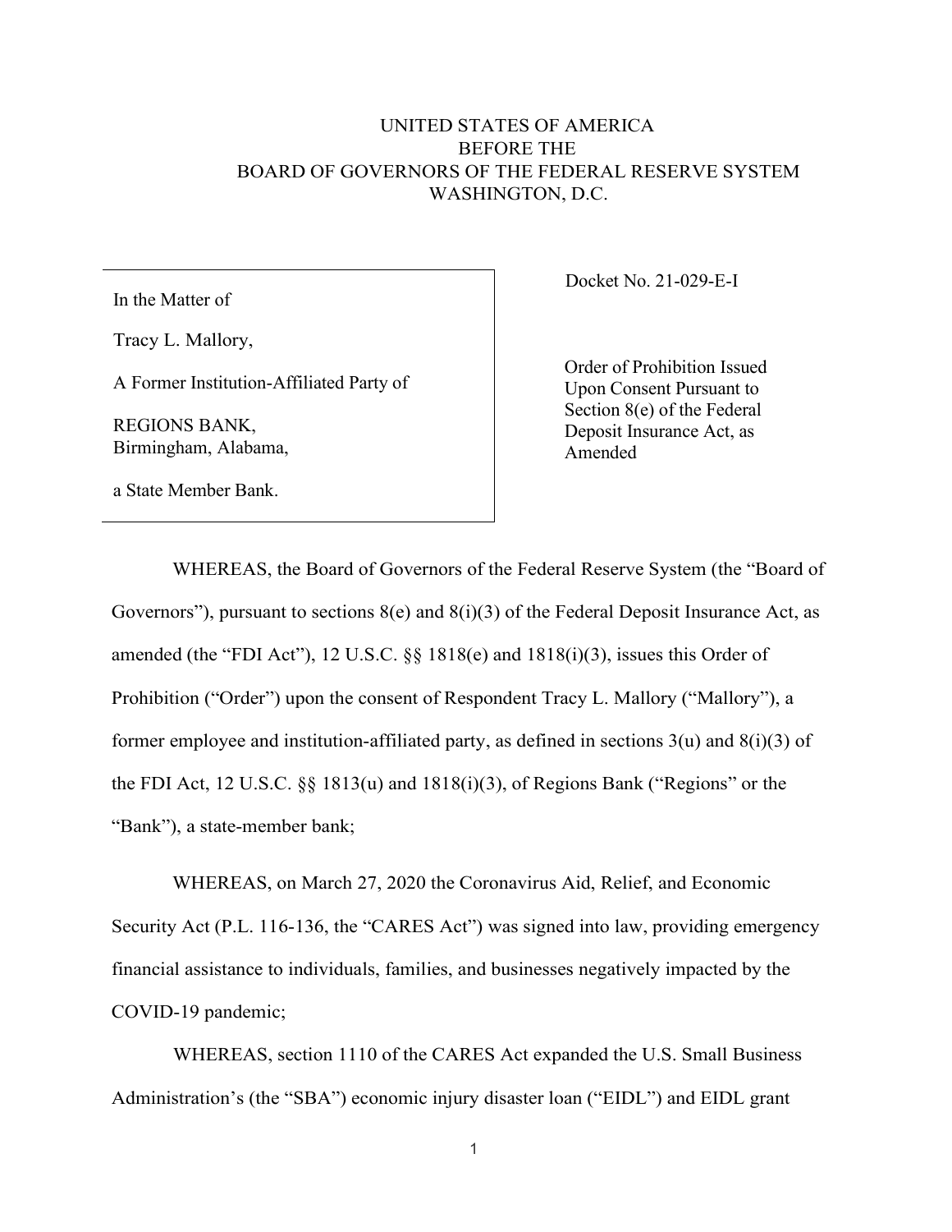UNITED STATES OF AMERICA
BEFORE THE
BOARD OF GOVERNORS OF THE FEDERAL RESERVE SYSTEM
WASHINGTON, D.C.

| | |
|---|---|
| In the Matter of<br><br>Tracy L. Mallory,<br><br>A Former Institution-Affiliated Party of<br><br>REGIONS BANK,<br>Birmingham, Alabama,<br><br>a State Member Bank. | Docket No. 21-029-E-I<br><br>Order of Prohibition Issued Upon Consent Pursuant to Section 8(e) of the Federal Deposit Insurance Act, as Amended |

WHEREAS, the Board of Governors of the Federal Reserve System (the "Board of Governors"), pursuant to sections 8(e) and 8(i)(3) of the Federal Deposit Insurance Act, as amended (the "FDI Act"), 12 U.S.C. §§ 1818(e) and 1818(i)(3), issues this Order of Prohibition ("Order") upon the consent of Respondent Tracy L. Mallory ("Mallory"), a former employee and institution-affiliated party, as defined in sections 3(u) and 8(i)(3) of the FDI Act, 12 U.S.C. §§ 1813(u) and 1818(i)(3), of Regions Bank ("Regions" or the "Bank"), a state-member bank;

WHEREAS, on March 27, 2020 the Coronavirus Aid, Relief, and Economic Security Act (P.L. 116-136, the "CARES Act") was signed into law, providing emergency financial assistance to individuals, families, and businesses negatively impacted by the COVID-19 pandemic;

WHEREAS, section 1110 of the CARES Act expanded the U.S. Small Business Administration's (the "SBA") economic injury disaster loan ("EIDL") and EIDL grant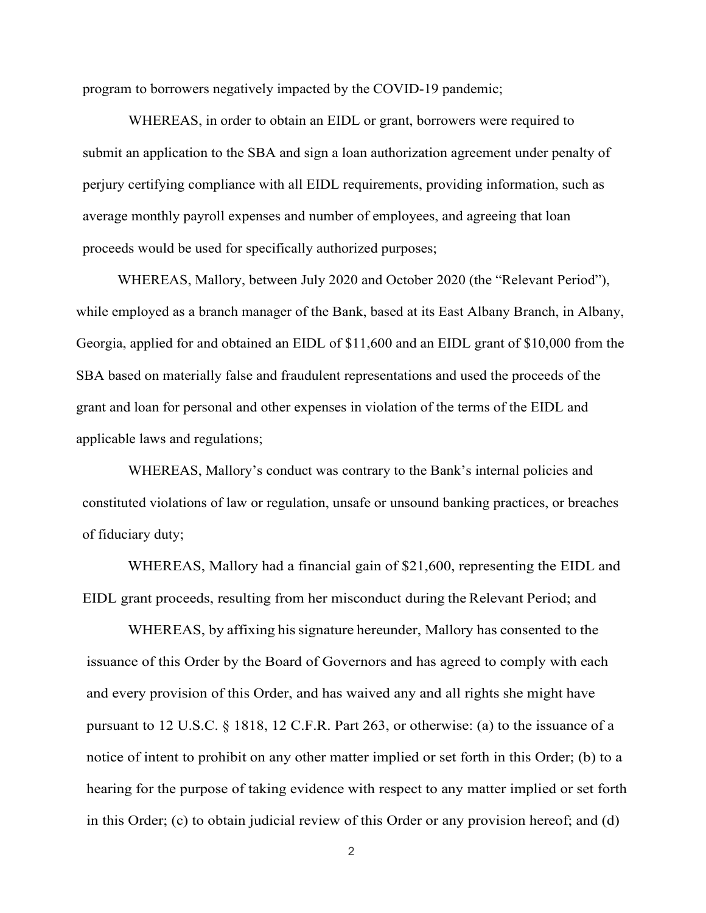program to borrowers negatively impacted by the COVID-19 pandemic;

WHEREAS, in order to obtain an EIDL or grant, borrowers were required to submit an application to the SBA and sign a loan authorization agreement under penalty of perjury certifying compliance with all EIDL requirements, providing information, such as average monthly payroll expenses and number of employees, and agreeing that loan proceeds would be used for specifically authorized purposes;

WHEREAS, Mallory, between July 2020 and October 2020 (the "Relevant Period"), while employed as a branch manager of the Bank, based at its East Albany Branch, in Albany, Georgia, applied for and obtained an EIDL of $11,600 and an EIDL grant of $10,000 from the SBA based on materially false and fraudulent representations and used the proceeds of the grant and loan for personal and other expenses in violation of the terms of the EIDL and applicable laws and regulations;

WHEREAS, Mallory's conduct was contrary to the Bank's internal policies and constituted violations of law or regulation, unsafe or unsound banking practices, or breaches of fiduciary duty;

WHEREAS, Mallory had a financial gain of $21,600, representing the EIDL and EIDL grant proceeds, resulting from her misconduct during the Relevant Period; and

WHEREAS, by affixing his signature hereunder, Mallory has consented to the issuance of this Order by the Board of Governors and has agreed to comply with each and every provision of this Order, and has waived any and all rights she might have pursuant to 12 U.S.C. § 1818, 12 C.F.R. Part 263, or otherwise: (a) to the issuance of a notice of intent to prohibit on any other matter implied or set forth in this Order; (b) to a hearing for the purpose of taking evidence with respect to any matter implied or set forth in this Order; (c) to obtain judicial review of this Order or any provision hereof; and (d)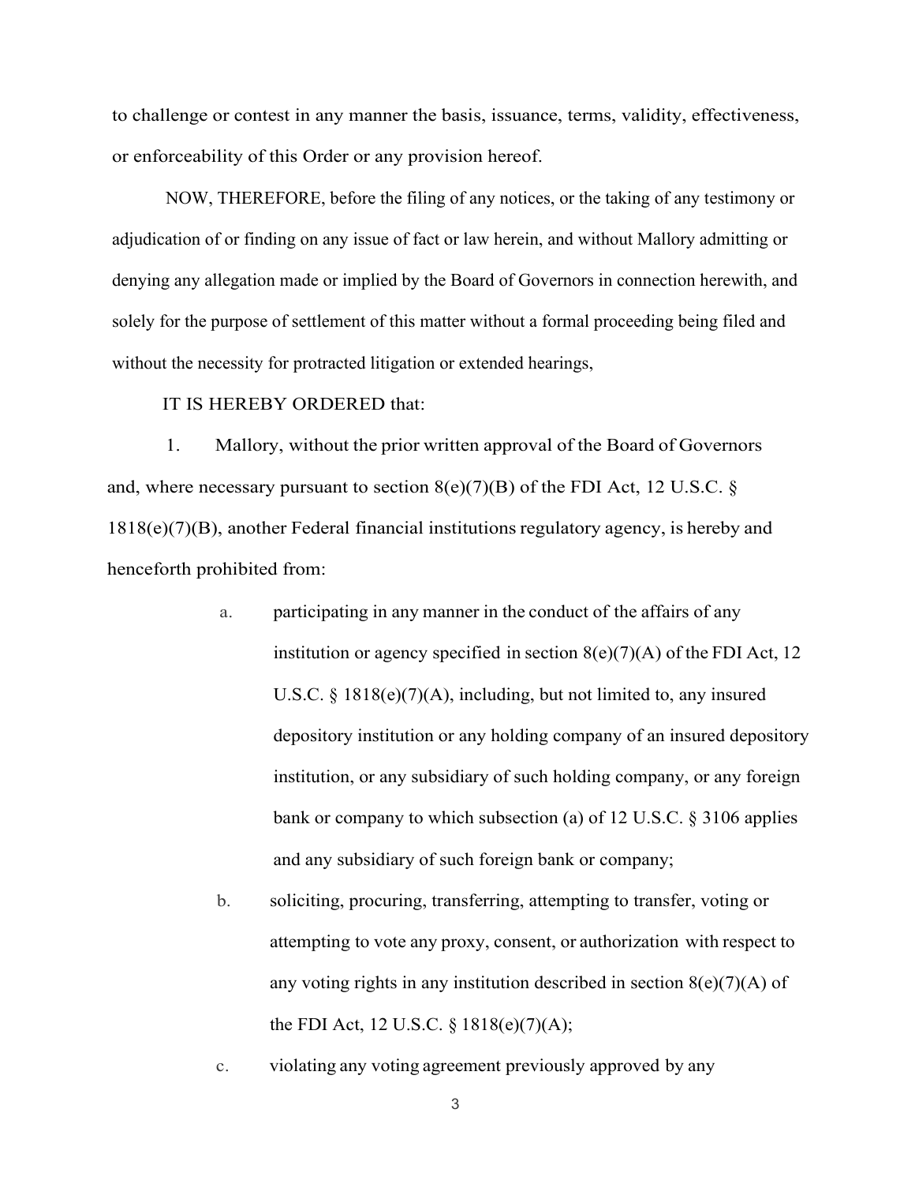to challenge or contest in any manner the basis, issuance, terms, validity, effectiveness, or enforceability of this Order or any provision hereof.

NOW, THEREFORE, before the filing of any notices, or the taking of any testimony or adjudication of or finding on any issue of fact or law herein, and without Mallory admitting or denying any allegation made or implied by the Board of Governors in connection herewith, and solely for the purpose of settlement of this matter without a formal proceeding being filed and without the necessity for protracted litigation or extended hearings,

IT IS HEREBY ORDERED that:

1. Mallory, without the prior written approval of the Board of Governors and, where necessary pursuant to section 8(e)(7)(B) of the FDI Act, 12 U.S.C. § 1818(e)(7)(B), another Federal financial institutions regulatory agency, is hereby and henceforth prohibited from:

   a. participating in any manner in the conduct of the affairs of any institution or agency specified in section 8(e)(7)(A) of the FDI Act, 12 U.S.C. § 1818(e)(7)(A), including, but not limited to, any insured depository institution or any holding company of an insured depository institution, or any subsidiary of such holding company, or any foreign bank or company to which subsection (a) of 12 U.S.C. § 3106 applies and any subsidiary of such foreign bank or company;

   b. soliciting, procuring, transferring, attempting to transfer, voting or attempting to vote any proxy, consent, or authorization with respect to any voting rights in any institution described in section 8(e)(7)(A) of the FDI Act, 12 U.S.C. § 1818(e)(7)(A);

   c. violating any voting agreement previously approved by any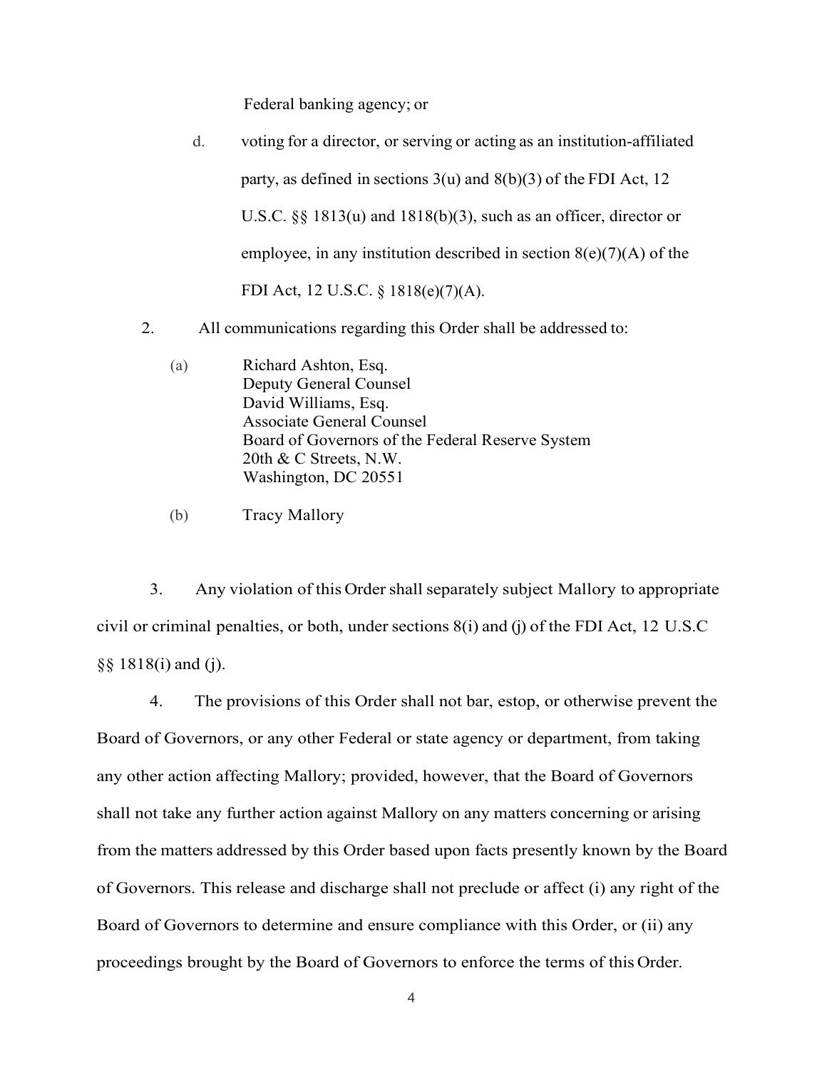Federal banking agency; or

d. voting for a director, or serving or acting as an institution-affiliated party, as defined in sections 3(u) and 8(b)(3) of the FDI Act, 12 U.S.C. §§ 1813(u) and 1818(b)(3), such as an officer, director or employee, in any institution described in section 8(e)(7)(A) of the FDI Act, 12 U.S.C. § 1818(e)(7)(A).

2. All communications regarding this Order shall be addressed to:

(a) Richard Ashton, Esq.
Deputy General Counsel
David Williams, Esq.
Associate General Counsel
Board of Governors of the Federal Reserve System
20th & C Streets, N.W.
Washington, DC 20551

(b) Tracy Mallory

3. Any violation of this Order shall separately subject Mallory to appropriate civil or criminal penalties, or both, under sections 8(i) and (j) of the FDI Act, 12 U.S.C §§ 1818(i) and (j).

4. The provisions of this Order shall not bar, estop, or otherwise prevent the Board of Governors, or any other Federal or state agency or department, from taking any other action affecting Mallory; provided, however, that the Board of Governors shall not take any further action against Mallory on any matters concerning or arising from the matters addressed by this Order based upon facts presently known by the Board of Governors. This release and discharge shall not preclude or affect (i) any right of the Board of Governors to determine and ensure compliance with this Order, or (ii) any proceedings brought by the Board of Governors to enforce the terms of this Order.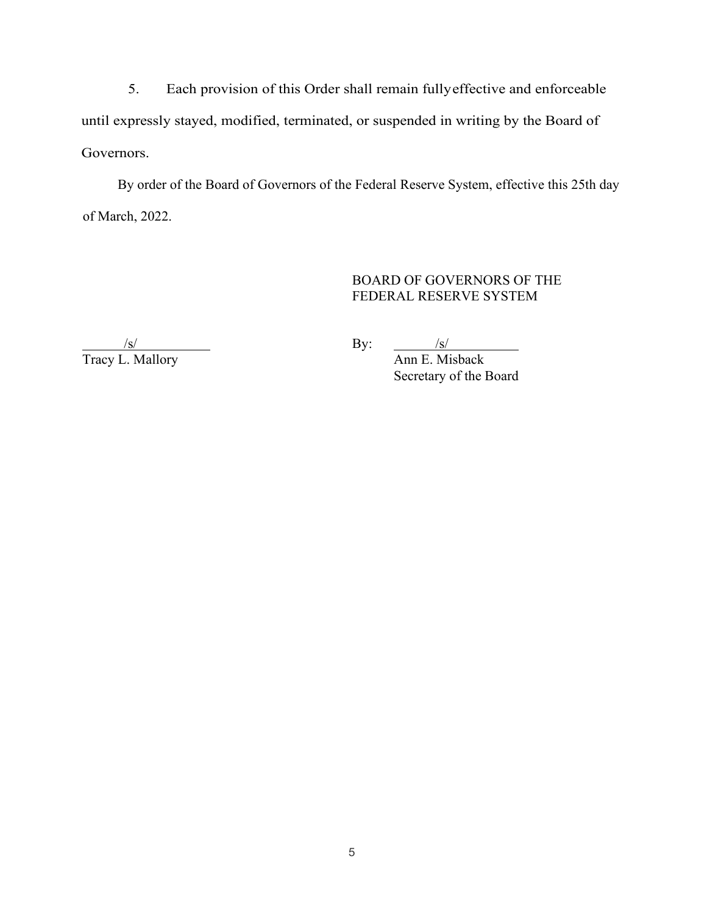5. Each provision of this Order shall remain fully effective and enforceable until expressly stayed, modified, terminated, or suspended in writing by the Board of Governors.

By order of the Board of Governors of the Federal Reserve System, effective this 25th day of March, 2022.

BOARD OF GOVERNORS OF THE FEDERAL RESERVE SYSTEM

/s/
Tracy L. Mallory

By: /s/
Ann E. Misback
Secretary of the Board